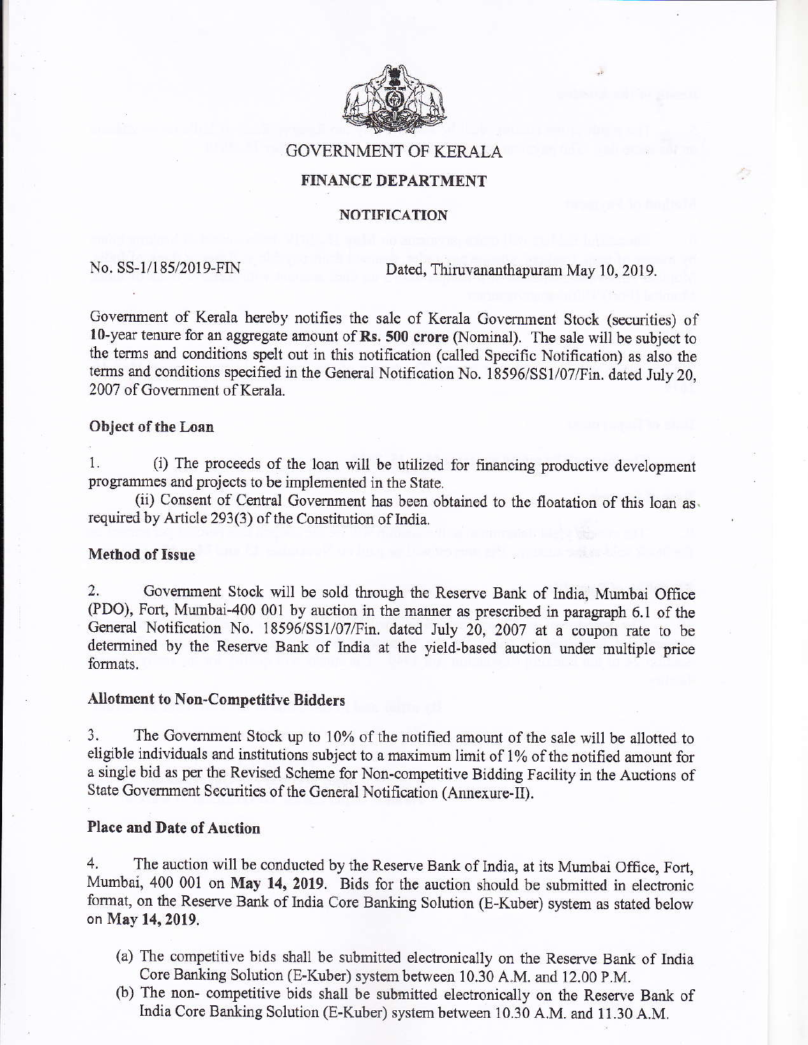# GOVERNMENT OF KERALA

## FINANCE DEPARTMENT

### NOTIFICATION

No. SS-1/185/2019-FIN Dated, Thiruvananthapuram May 10, 2019.

Government of Kerala hereby notifies the sale of Kerala Government Stock (securities) of **10-year** tenure for an aggregate amount of **Rs. 500 crore** (Nominal). The sale will be subject to the terms and conditions spelt out in this notification (called Specific Notification) as also the terms and conditions specified in the General Notification No. 18596/SS1/07/Fin. dated July 20, 2007 of Government of Kerala.

**Object of the Loan**

1. (i) The proceeds of the loan will be utilized for financing productive development programmes and projects to be implemented in the State.

(ii) Consent of Central Government has been obtained to the floatation of this loan as required by Article 293(3) of the Constitution of India.

**Method of Issue**

2. Government Stock will be sold through the Reserve Bank of India, Mumbai Office (PDO), Fort, Mumbai-400 001 by auction in the manner as prescribed in paragraph 6.1 of the General Notification No. 18596/SS1/07/Fin. dated July 20, 2007 at a coupon rate to be determined by the Reserve Bank of India at the yield-based auction under multiple price formats.

**Allotment to Non-Competitive Bidders**

3. The Government Stock up to 10% of the notified amount of the sale will be allotted to eligible individuals and institutions subject to a maximum limit of 1% of the notified amount for a single bid as per the Revised Scheme for Non-competitive Bidding Facility in the Auctions of State Government Securities of the General Notification (Annexure-II).

**Place and Date of Auction**

4. The auction will be conducted by the Reserve Bank of India, at its Mumbai Office, Fort, Mumbai, 400 001 on **May 14, 2019**. Bids for the auction should be submitted in electronic format, on the Reserve Bank of India Core Banking Solution (E-Kuber) system as stated below on **May 14, 2019.**

(a) The competitive bids shall be submitted electronically on the Reserve Bank of India Core Banking Solution (E-Kuber) system between 10.30 A.M. and 12.00 P.M.

(b) The non- competitive bids shall be submitted electronically on the Reserve Bank of India Core Banking Solution (E-Kuber) system between 10.30 A.M. and 11.30 A.M.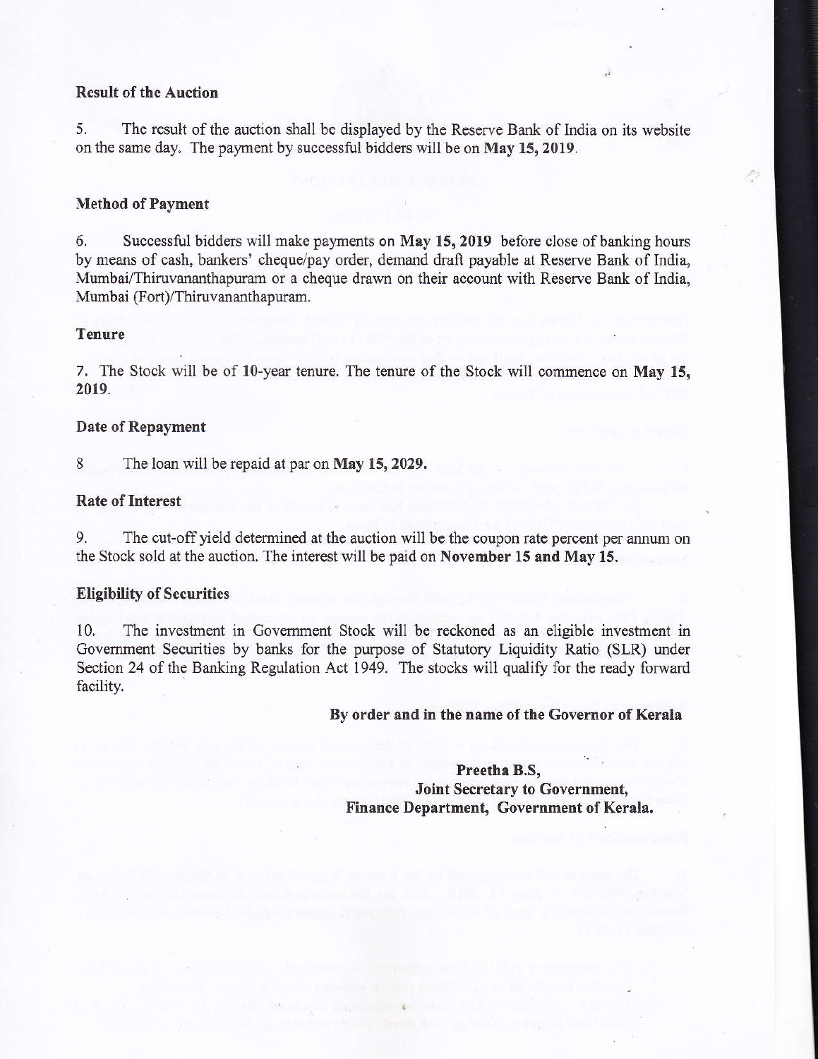**Result of the Auction**

5. The result of the auction shall be displayed by the Reserve Bank of India on its website on the same day. The payment by successful bidders will be on **May 15, 2019**.

**Method of Payment**

6. Successful bidders will make payments on **May 15, 2019** before close of banking hours by means of cash, bankers' cheque/pay order, demand draft payable at Reserve Bank of India, Mumbai/Thiruvananthapuram or a cheque drawn on their account with Reserve Bank of India, Mumbai (Fort)/Thiruvananthapuram.

**Tenure**

7. The Stock will be of **10**-year tenure. The tenure of the Stock will commence on **May 15, 2019**.

**Date of Repayment**

8 The loan will be repaid at par on **May 15, 2029.**

**Rate of Interest**

9. The cut-off yield determined at the auction will be the coupon rate percent per annum on the Stock sold at the auction. The interest will be paid on **November 15 and May 15.**

**Eligibility of Securities**

10. The investment in Government Stock will be reckoned as an eligible investment in Government Securities by banks for the purpose of Statutory Liquidity Ratio (SLR) under Section 24 of the Banking Regulation Act 1949. The stocks will qualify for the ready forward facility.

**By order and in the name of the Governor of Kerala**

**Preetha B.S,**
**Joint Secretary to Government,**
**Finance Department, Government of Kerala.**